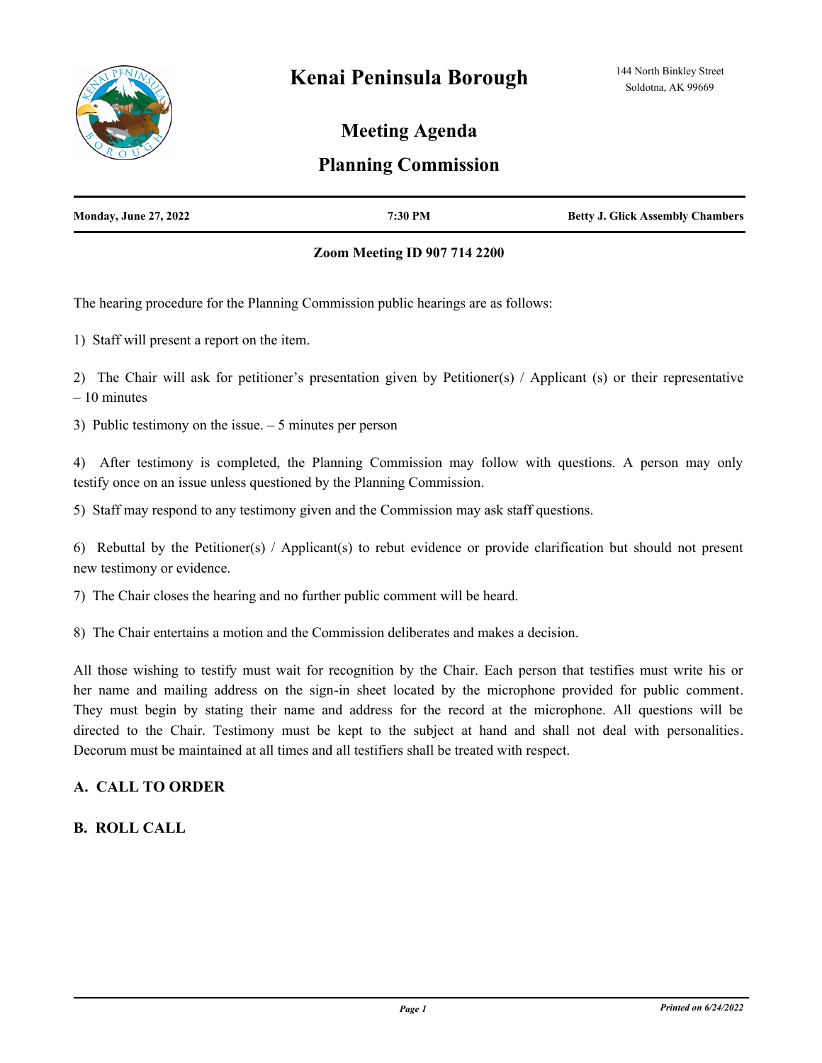# Kenai Peninsula Borough

144 North Binkley Street
Soldotna, AK 99669

## Meeting Agenda

## Planning Commission

| Monday, June 27, 2022 | 7:30 PM | Betty J. Glick Assembly Chambers |
|---|---|---|

**Zoom Meeting ID 907 714 2200**

The hearing procedure for the Planning Commission public hearings are as follows:

1) Staff will present a report on the item.

2) The Chair will ask for petitioner's presentation given by Petitioner(s) / Applicant (s) or their representative – 10 minutes

3) Public testimony on the issue. – 5 minutes per person

4) After testimony is completed, the Planning Commission may follow with questions. A person may only testify once on an issue unless questioned by the Planning Commission.

5) Staff may respond to any testimony given and the Commission may ask staff questions.

6) Rebuttal by the Petitioner(s) / Applicant(s) to rebut evidence or provide clarification but should not present new testimony or evidence.

7) The Chair closes the hearing and no further public comment will be heard.

8) The Chair entertains a motion and the Commission deliberates and makes a decision.

All those wishing to testify must wait for recognition by the Chair. Each person that testifies must write his or her name and mailing address on the sign-in sheet located by the microphone provided for public comment. They must begin by stating their name and address for the record at the microphone. All questions will be directed to the Chair. Testimony must be kept to the subject at hand and shall not deal with personalities. Decorum must be maintained at all times and all testifiers shall be treated with respect.

### A. CALL TO ORDER

### B. ROLL CALL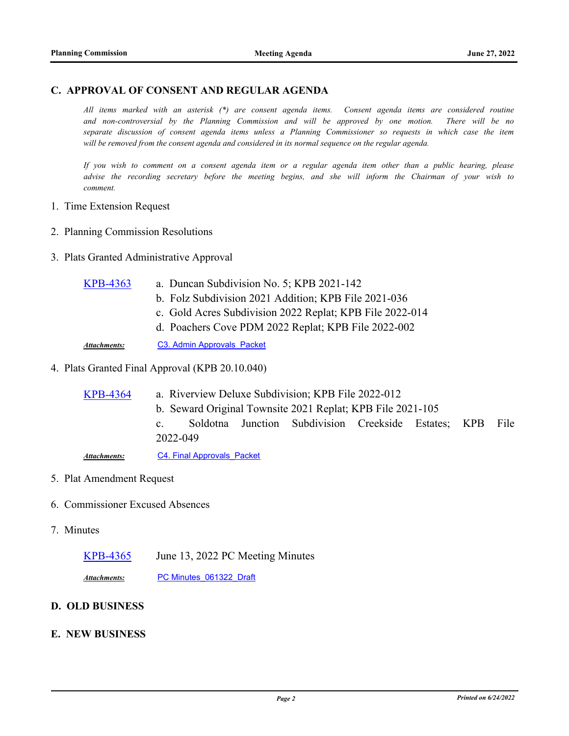## C. APPROVAL OF CONSENT AND REGULAR AGENDA

*All items marked with an asterisk (*) are consent agenda items. Consent agenda items are considered routine and non-controversial by the Planning Commission and will be approved by one motion. There will be no separate discussion of consent agenda items unless a Planning Commissioner so requests in which case the item will be removed from the consent agenda and considered in its normal sequence on the regular agenda.*

*If you wish to comment on a consent agenda item or a regular agenda item other than a public hearing, please advise the recording secretary before the meeting begins, and she will inform the Chairman of your wish to comment.*

1. Time Extension Request

2. Planning Commission Resolutions

3. Plats Granted Administrative Approval

   KPB-4363
   a. Duncan Subdivision No. 5; KPB 2021-142
   b. Folz Subdivision 2021 Addition; KPB File 2021-036
   c. Gold Acres Subdivision 2022 Replat; KPB File 2022-014
   d. Poachers Cove PDM 2022 Replat; KPB File 2022-002

   ***Attachments:*** C3. Admin Approvals_Packet

4. Plats Granted Final Approval (KPB 20.10.040)

   KPB-4364
   a. Riverview Deluxe Subdivision; KPB File 2022-012
   b. Seward Original Townsite 2021 Replat; KPB File 2021-105
   c. Soldotna Junction Subdivision Creekside Estates; KPB File 2022-049

   ***Attachments:*** C4. Final Approvals_Packet

5. Plat Amendment Request

6. Commissioner Excused Absences

7. Minutes

   KPB-4365 June 13, 2022 PC Meeting Minutes

   ***Attachments:*** PC Minutes_061322_Draft

## D. OLD BUSINESS

## E. NEW BUSINESS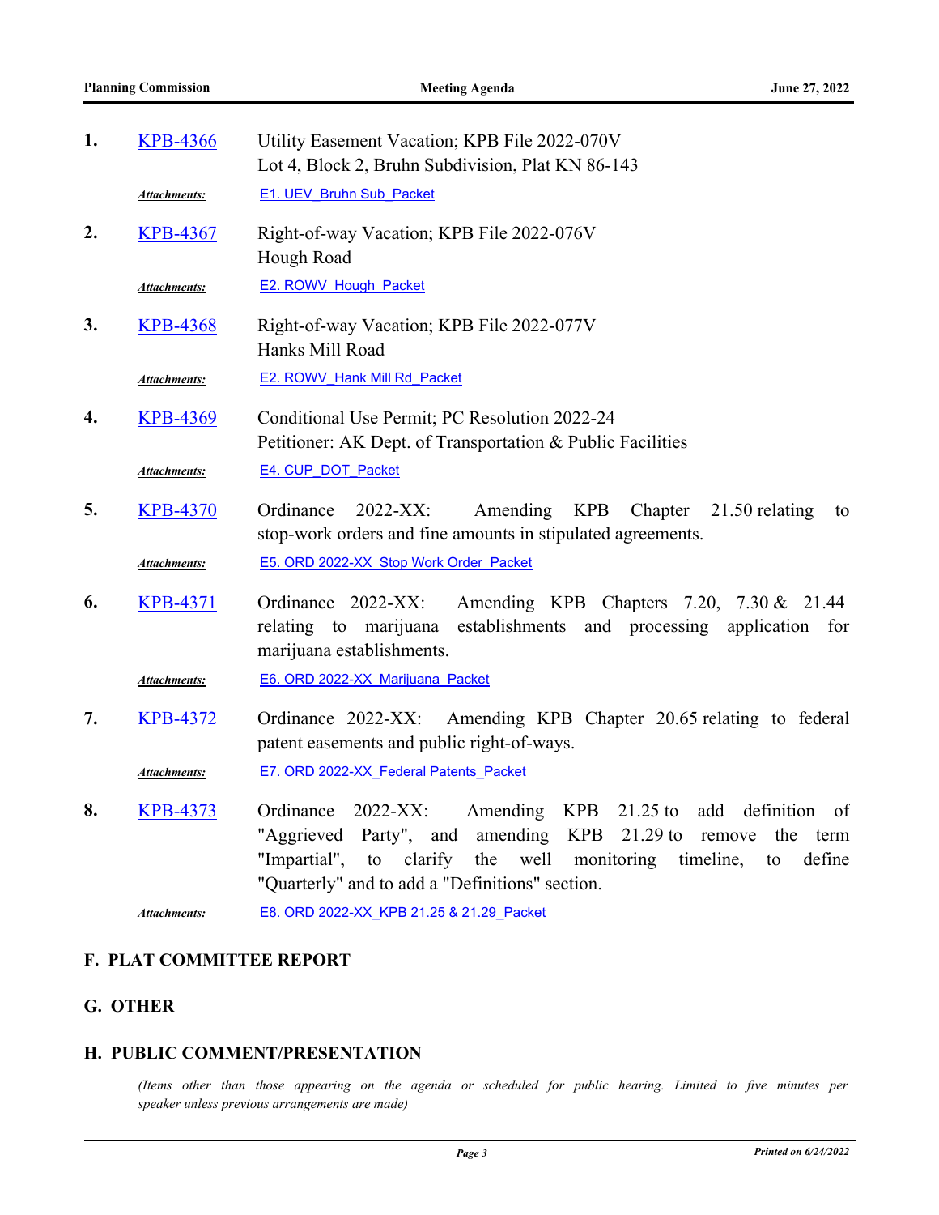1. KPB-4366 Utility Easement Vacation; KPB File 2022-070V
   Lot 4, Block 2, Bruhn Subdivision, Plat KN 86-143

   ***Attachments:*** E1. UEV_Bruhn Sub_Packet

2. KPB-4367 Right-of-way Vacation; KPB File 2022-076V
   Hough Road

   ***Attachments:*** E2. ROWV_Hough_Packet

3. KPB-4368 Right-of-way Vacation; KPB File 2022-077V
   Hanks Mill Road

   ***Attachments:*** E2. ROWV_Hank Mill Rd_Packet

4. KPB-4369 Conditional Use Permit; PC Resolution 2022-24
   Petitioner: AK Dept. of Transportation & Public Facilities

   ***Attachments:*** E4. CUP_DOT_Packet

5. KPB-4370 Ordinance 2022-XX: Amending KPB Chapter 21.50 relating to stop-work orders and fine amounts in stipulated agreements.

   ***Attachments:*** E5. ORD 2022-XX_Stop Work Order_Packet

6. KPB-4371 Ordinance 2022-XX: Amending KPB Chapters 7.20, 7.30 & 21.44 relating to marijuana establishments and processing application for marijuana establishments.

   ***Attachments:*** E6. ORD 2022-XX_Marijuana_Packet

7. KPB-4372 Ordinance 2022-XX: Amending KPB Chapter 20.65 relating to federal patent easements and public right-of-ways.

   ***Attachments:*** E7. ORD 2022-XX_Federal Patents_Packet

8. KPB-4373 Ordinance 2022-XX: Amending KPB 21.25 to add definition of "Aggrieved Party", and amending KPB 21.29 to remove the term "Impartial", to clarify the well monitoring timeline, to define "Quarterly" and to add a "Definitions" section.

   ***Attachments:*** E8. ORD 2022-XX_KPB 21.25 & 21.29_Packet

## F. PLAT COMMITTEE REPORT

## G. OTHER

## H. PUBLIC COMMENT/PRESENTATION

*(Items other than those appearing on the agenda or scheduled for public hearing. Limited to five minutes per speaker unless previous arrangements are made)*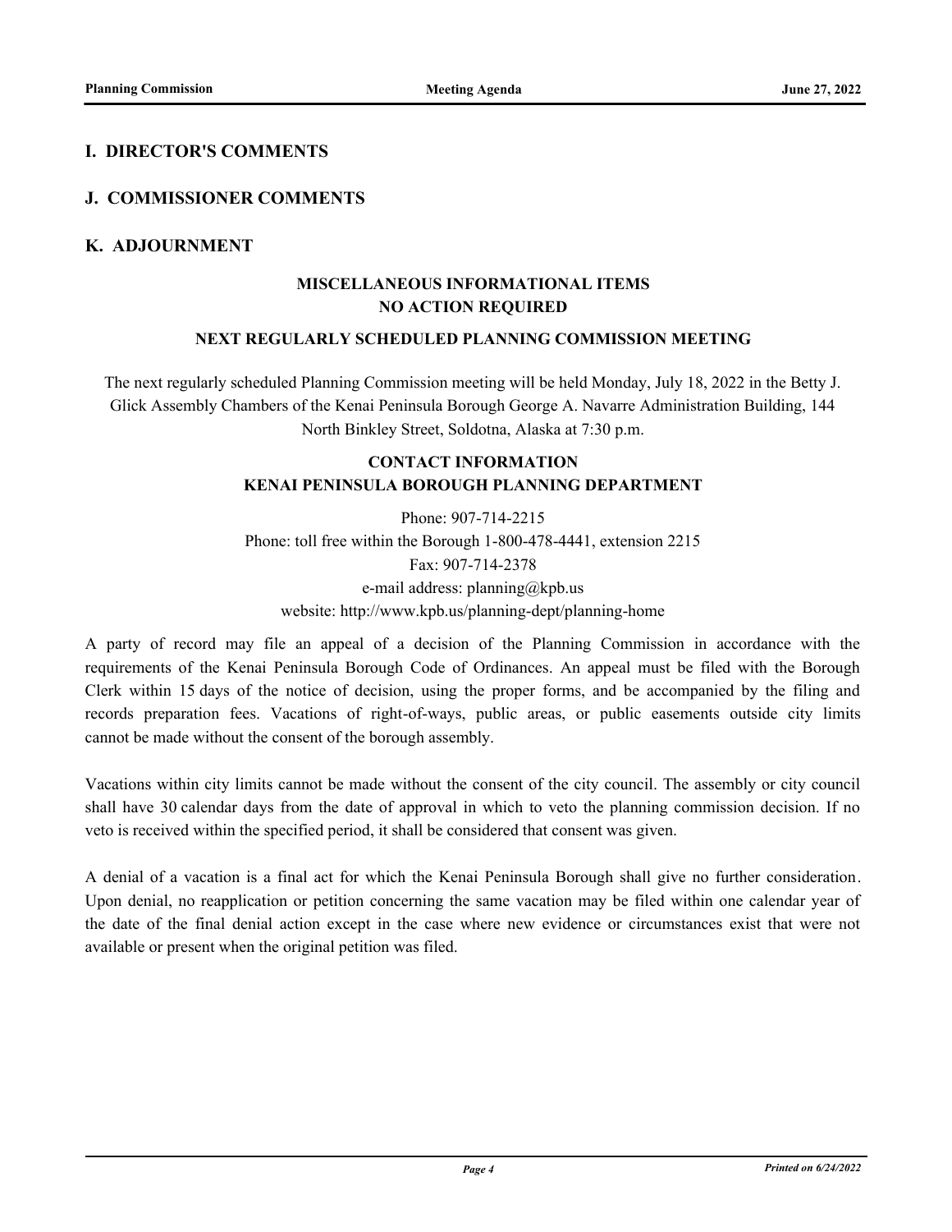## I. DIRECTOR'S COMMENTS

## J. COMMISSIONER COMMENTS

## K. ADJOURNMENT

**MISCELLANEOUS INFORMATIONAL ITEMS**
**NO ACTION REQUIRED**

**NEXT REGULARLY SCHEDULED PLANNING COMMISSION MEETING**

The next regularly scheduled Planning Commission meeting will be held Monday, July 18, 2022 in the Betty J. Glick Assembly Chambers of the Kenai Peninsula Borough George A. Navarre Administration Building, 144 North Binkley Street, Soldotna, Alaska at 7:30 p.m.

**CONTACT INFORMATION**
**KENAI PENINSULA BOROUGH PLANNING DEPARTMENT**

Phone: 907-714-2215
Phone: toll free within the Borough 1-800-478-4441, extension 2215
Fax: 907-714-2378
e-mail address: planning@kpb.us
website: http://www.kpb.us/planning-dept/planning-home

A party of record may file an appeal of a decision of the Planning Commission in accordance with the requirements of the Kenai Peninsula Borough Code of Ordinances. An appeal must be filed with the Borough Clerk within 15 days of the notice of decision, using the proper forms, and be accompanied by the filing and records preparation fees. Vacations of right-of-ways, public areas, or public easements outside city limits cannot be made without the consent of the borough assembly.

Vacations within city limits cannot be made without the consent of the city council. The assembly or city council shall have 30 calendar days from the date of approval in which to veto the planning commission decision. If no veto is received within the specified period, it shall be considered that consent was given.

A denial of a vacation is a final act for which the Kenai Peninsula Borough shall give no further consideration. Upon denial, no reapplication or petition concerning the same vacation may be filed within one calendar year of the date of the final denial action except in the case where new evidence or circumstances exist that were not available or present when the original petition was filed.